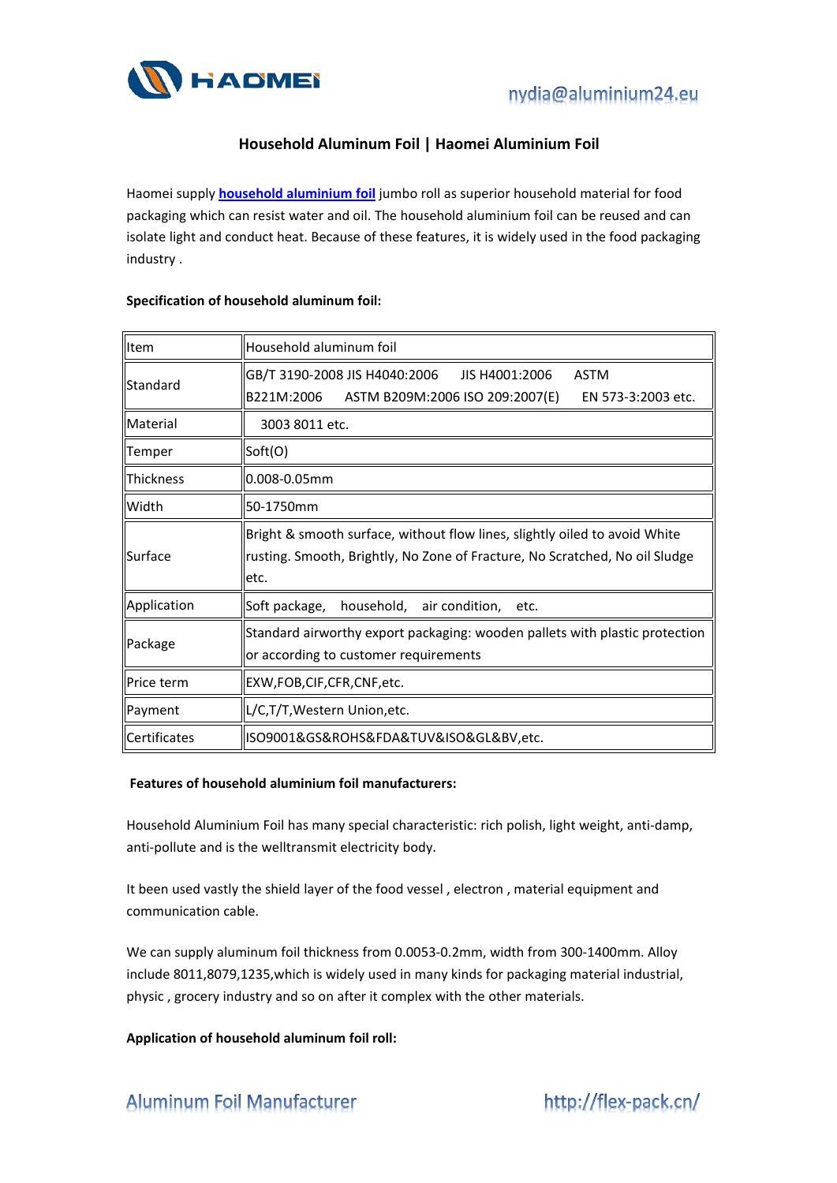# Household Aluminum Foil | Haomei Aluminium Foil

Haomei supply **household aluminium foil** jumbo roll as superior household material for food packaging which can resist water and oil. The household aluminium foil can be reused and can isolate light and conduct heat. Because of these features, it is widely used in the food packaging industry .

**Specification of household aluminum foil:**

| Item | Household aluminum foil |
|---|---|
| Standard | GB/T 3190-2008 JIS H4040:2006 JIS H4001:2006 ASTM B221M:2006 ASTM B209M:2006 ISO 209:2007(E) EN 573-3:2003 etc. |
| Material | 3003 8011 etc. |
| Temper | Soft(O) |
| Thickness | 0.008-0.05mm |
| Width | 50-1750mm |
| Surface | Bright & smooth surface, without flow lines, slightly oiled to avoid White rusting. Smooth, Brightly, No Zone of Fracture, No Scratched, No oil Sludge etc. |
| Application | Soft package, household, air condition, etc. |
| Package | Standard airworthy export packaging: wooden pallets with plastic protection or according to customer requirements |
| Price term | EXW,FOB,CIF,CFR,CNF,etc. |
| Payment | L/C,T/T,Western Union,etc. |
| Certificates | ISO9001&GS&ROHS&FDA&TUV&ISO&GL&BV,etc. |

**Features of household aluminium foil manufacturers:**

Household Aluminium Foil has many special characteristic: rich polish, light weight, anti-damp, anti-pollute and is the welltransmit electricity body.

It been used vastly the shield layer of the food vessel , electron , material equipment and communication cable.

We can supply aluminum foil thickness from 0.0053-0.2mm, width from 300-1400mm. Alloy include 8011,8079,1235,which is widely used in many kinds for packaging material industrial, physic , grocery industry and so on after it complex with the other materials.

**Application of household aluminum foil roll:**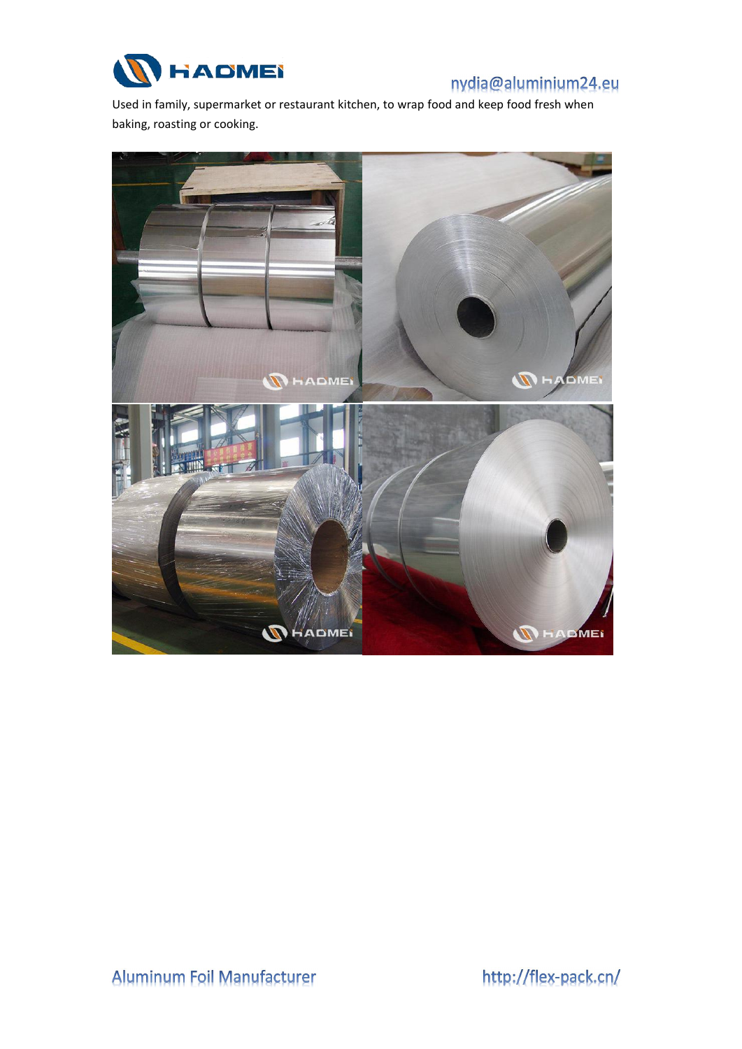Used in family, supermarket or restaurant kitchen, to wrap food and keep food fresh when baking, roasting or cooking.